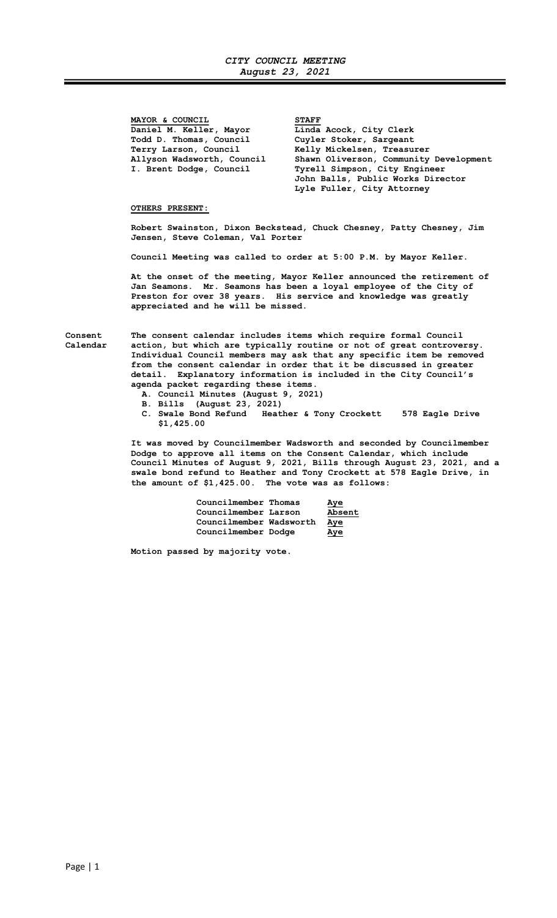# CITY COUNCIL MEETING
## August 23, 2021

| MAYOR & COUNCIL | STAFF |
|---|---|
| Daniel M. Keller, Mayor | Linda Acock, City Clerk |
| Todd D. Thomas, Council | Cuyler Stoker, Sargeant |
| Terry Larson, Council | Kelly Mickelsen, Treasurer |
| Allyson Wadsworth, Council | Shawn Oliverson, Community Development |
| I. Brent Dodge, Council | Tyrell Simpson, City Engineer |
| | John Balls, Public Works Director |
| | Lyle Fuller, City Attorney |

**OTHERS PRESENT:**

Robert Swainston, Dixon Beckstead, Chuck Chesney, Patty Chesney, Jim Jensen, Steve Coleman, Val Porter

Council Meeting was called to order at 5:00 P.M. by Mayor Keller.

At the onset of the meeting, Mayor Keller announced the retirement of Jan Seamons. Mr. Seamons has been a loyal employee of the City of Preston for over 38 years. His service and knowledge was greatly appreciated and he will be missed.

**Consent Calendar**

The consent calendar includes items which require formal Council action, but which are typically routine or not of great controversy. Individual Council members may ask that any specific item be removed from the consent calendar in order that it be discussed in greater detail. Explanatory information is included in the City Council's agenda packet regarding these items.

A. Council Minutes (August 9, 2021)
B. Bills (August 23, 2021)
C. Swale Bond Refund Heather & Tony Crockett 578 Eagle Drive $1,425.00

It was moved by Councilmember Wadsworth and seconded by Councilmember Dodge to approve all items on the Consent Calendar, which include Council Minutes of August 9, 2021, Bills through August 23, 2021, and a swale bond refund to Heather and Tony Crockett at 578 Eagle Drive, in the amount of $1,425.00. The vote was as follows:

| | |
|---|---|
| Councilmember Thomas | Aye |
| Councilmember Larson | Absent |
| Councilmember Wadsworth | Aye |
| Councilmember Dodge | Aye |

Motion passed by majority vote.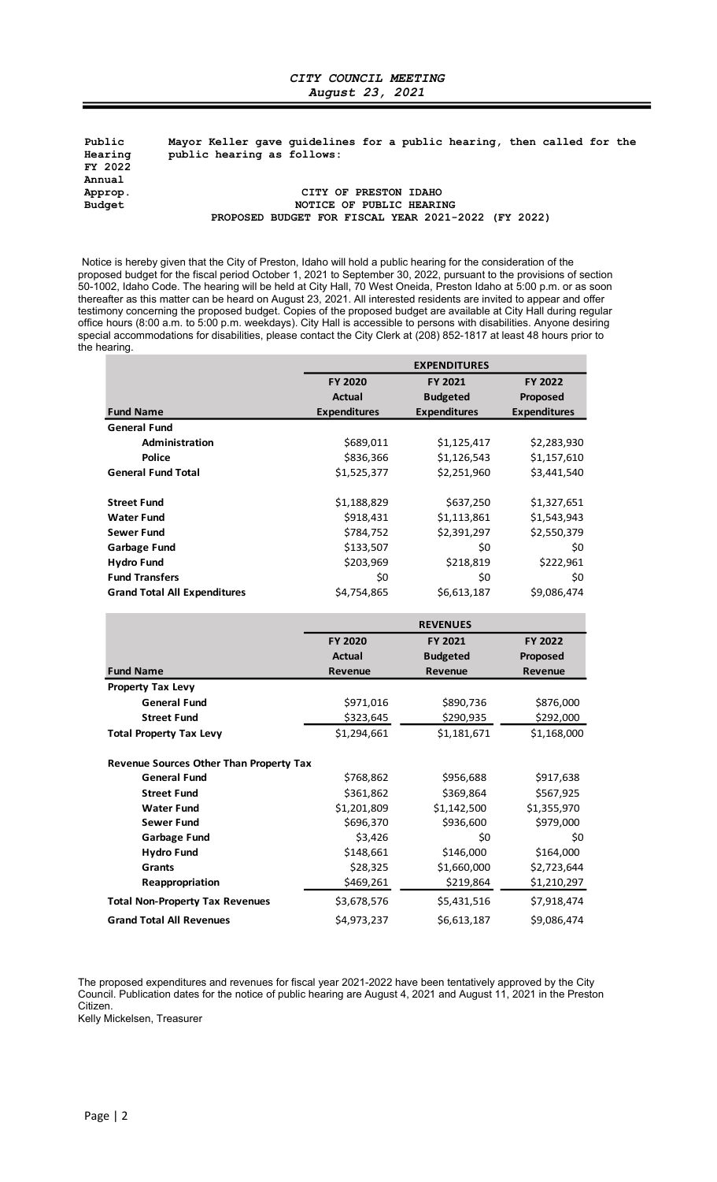**Public Hearing FY 2022 Annual Approp. Budget**

**Mayor Keller gave guidelines for a public hearing, then called for the public hearing as follows:**

**CITY OF PRESTON IDAHO**
**NOTICE OF PUBLIC HEARING**
**PROPOSED BUDGET FOR FISCAL YEAR 2021-2022 (FY 2022)**

Notice is hereby given that the City of Preston, Idaho will hold a public hearing for the consideration of the proposed budget for the fiscal period October 1, 2021 to September 30, 2022, pursuant to the provisions of section 50-1002, Idaho Code. The hearing will be held at City Hall, 70 West Oneida, Preston Idaho at 5:00 p.m. or as soon thereafter as this matter can be heard on August 23, 2021. All interested residents are invited to appear and offer testimony concerning the proposed budget. Copies of the proposed budget are available at City Hall during regular office hours (8:00 a.m. to 5:00 p.m. weekdays). City Hall is accessible to persons with disabilities. Anyone desiring special accommodations for disabilities, please contact the City Clerk at (208) 852-1817 at least 48 hours prior to the hearing.

| | EXPENDITURES | | |
|---|---|---|---|
| **Fund Name** | **FY 2020 Actual Expenditures** | **FY 2021 Budgeted Expenditures** | **FY 2022 Proposed Expenditures** |
| **General Fund** | | | |
| **Administration** | $689,011 | $1,125,417 | $2,283,930 |
| **Police** | $836,366 | $1,126,543 | $1,157,610 |
| **General Fund Total** | $1,525,377 | $2,251,960 | $3,441,540 |
| **Street Fund** | $1,188,829 | $637,250 | $1,327,651 |
| **Water Fund** | $918,431 | $1,113,861 | $1,543,943 |
| **Sewer Fund** | $784,752 | $2,391,297 | $2,550,379 |
| **Garbage Fund** | $133,507 | $0 | $0 |
| **Hydro Fund** | $203,969 | $218,819 | $222,961 |
| **Fund Transfers** | $0 | $0 | $0 |
| **Grand Total All Expenditures** | $4,754,865 | $6,613,187 | $9,086,474 |

| | REVENUES | | |
|---|---|---|---|
| **Fund Name** | **FY 2020 Actual Revenue** | **FY 2021 Budgeted Revenue** | **FY 2022 Proposed Revenue** |
| **Property Tax Levy** | | | |
| **General Fund** | $971,016 | $890,736 | $876,000 |
| **Street Fund** | $323,645 | $290,935 | $292,000 |
| **Total Property Tax Levy** | $1,294,661 | $1,181,671 | $1,168,000 |
| **Revenue Sources Other Than Property Tax** | | | |
| **General Fund** | $768,862 | $956,688 | $917,638 |
| **Street Fund** | $361,862 | $369,864 | $567,925 |
| **Water Fund** | $1,201,809 | $1,142,500 | $1,355,970 |
| **Sewer Fund** | $696,370 | $936,600 | $979,000 |
| **Garbage Fund** | $3,426 | $0 | $0 |
| **Hydro Fund** | $148,661 | $146,000 | $164,000 |
| **Grants** | $28,325 | $1,660,000 | $2,723,644 |
| **Reappropriation** | $469,261 | $219,864 | $1,210,297 |
| **Total Non-Property Tax Revenues** | $3,678,576 | $5,431,516 | $7,918,474 |
| **Grand Total All Revenues** | $4,973,237 | $6,613,187 | $9,086,474 |

The proposed expenditures and revenues for fiscal year 2021-2022 have been tentatively approved by the City Council. Publication dates for the notice of public hearing are August 4, 2021 and August 11, 2021 in the Preston Citizen.

Kelly Mickelsen, Treasurer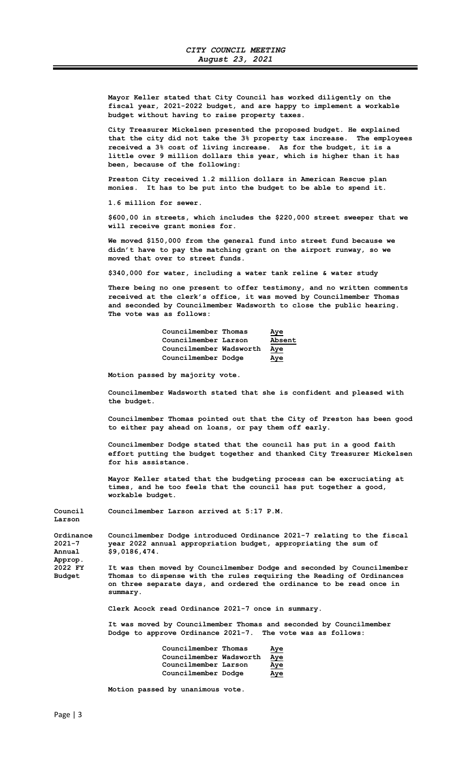Mayor Keller stated that City Council has worked diligently on the fiscal year, 2021-2022 budget, and are happy to implement a workable budget without having to raise property taxes.

City Treasurer Mickelsen presented the proposed budget. He explained that the city did not take the 3% property tax increase. The employees received a 3% cost of living increase. As for the budget, it is a little over 9 million dollars this year, which is higher than it has been, because of the following:

Preston City received 1.2 million dollars in American Rescue plan monies. It has to be put into the budget to be able to spend it.

1.6 million for sewer.

$600,00 in streets, which includes the $220,000 street sweeper that we will receive grant monies for.

We moved $150,000 from the general fund into street fund because we didn't have to pay the matching grant on the airport runway, so we moved that over to street funds.

$340,000 for water, including a water tank reline & water study

There being no one present to offer testimony, and no written comments received at the clerk's office, it was moved by Councilmember Thomas and seconded by Councilmember Wadsworth to close the public hearing. The vote was as follows:

| | |
|---|---|
| Councilmember Thomas | Aye |
| Councilmember Larson | Absent |
| Councilmember Wadsworth | Aye |
| Councilmember Dodge | Aye |

Motion passed by majority vote.

Councilmember Wadsworth stated that she is confident and pleased with the budget.

Councilmember Thomas pointed out that the City of Preston has been good to either pay ahead on loans, or pay them off early.

Councilmember Dodge stated that the council has put in a good faith effort putting the budget together and thanked City Treasurer Mickelsen for his assistance.

Mayor Keller stated that the budgeting process can be excruciating at times, and he too feels that the council has put together a good, workable budget.

**Council Larson**

Councilmember Larson arrived at 5:17 P.M.

**Ordinance 2021-7 Annual Approp. 2022 FY Budget**

Councilmember Dodge introduced Ordinance 2021-7 relating to the fiscal year 2022 annual appropriation budget, appropriating the sum of $9,0186,474.

It was then moved by Councilmember Dodge and seconded by Councilmember Thomas to dispense with the rules requiring the Reading of Ordinances on three separate days, and ordered the ordinance to be read once in summary.

Clerk Acock read Ordinance 2021-7 once in summary.

It was moved by Councilmember Thomas and seconded by Councilmember Dodge to approve Ordinance 2021-7. The vote was as follows:

| | |
|---|---|
| Councilmember Thomas | Aye |
| Councilmember Wadsworth | Aye |
| Councilmember Larson | Aye |
| Councilmember Dodge | Aye |

Motion passed by unanimous vote.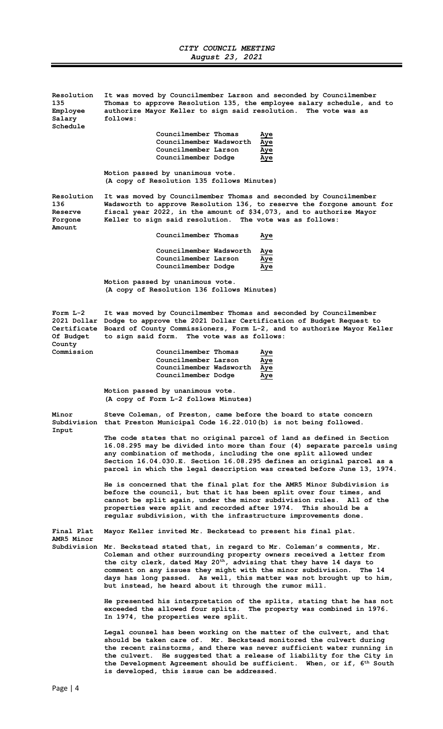**Resolution 135 Employee Salary Schedule**

It was moved by Councilmember Larson and seconded by Councilmember Thomas to approve Resolution 135, the employee salary schedule, and to authorize Mayor Keller to sign said resolution. The vote was as follows:

| | |
|---|---|
| Councilmember Thomas | Aye |
| Councilmember Wadsworth | Aye |
| Councilmember Larson | Aye |
| Councilmember Dodge | Aye |

Motion passed by unanimous vote.
(A copy of Resolution 135 follows Minutes)

**Resolution 136 Reserve Forgone Amount**

It was moved by Councilmember Thomas and seconded by Councilmember Wadsworth to approve Resolution 136, to reserve the forgone amount for fiscal year 2022, in the amount of $34,073, and to authorize Mayor Keller to sign said resolution. The vote was as follows:

| | |
|---|---|
| Councilmember Thomas | Aye |
| Councilmember Wadsworth | Aye |
| Councilmember Larson | Aye |
| Councilmember Dodge | Aye |

Motion passed by unanimous vote.
(A copy of Resolution 136 follows Minutes)

**Form L-2 2021 Dollar Certificate Of Budget County Commission**

It was moved by Councilmember Thomas and seconded by Councilmember Dodge to approve the 2021 Dollar Certification of Budget Request to Board of County Commissioners, Form L-2, and to authorize Mayor Keller to sign said form. The vote was as follows:

| | |
|---|---|
| Councilmember Thomas | Aye |
| Councilmember Larson | Aye |
| Councilmember Wadsworth | Aye |
| Councilmember Dodge | Aye |

Motion passed by unanimous vote.
(A copy of Form L-2 follows Minutes)

**Minor Subdivision Input**

Steve Coleman, of Preston, came before the board to state concern that Preston Municipal Code 16.22.010(b) is not being followed.

The code states that no original parcel of land as defined in Section 16.08.295 may be divided into more than four (4) separate parcels using any combination of methods, including the one split allowed under Section 16.04.030.E. Section 16.08.295 defines an original parcel as a parcel in which the legal description was created before June 13, 1974.

He is concerned that the final plat for the AMR5 Minor Subdivision is before the council, but that it has been split over four times, and cannot be split again, under the minor subdivision rules. All of the properties were split and recorded after 1974. This should be a regular subdivision, with the infrastructure improvements done.

**Final Plat AMR5 Minor Subdivision**

Mayor Keller invited Mr. Beckstead to present his final plat.

Mr. Beckstead stated that, in regard to Mr. Coleman's comments, Mr. Coleman and other surrounding property owners received a letter from the city clerk, dated May 20th, advising that they have 14 days to comment on any issues they might with the minor subdivision. The 14 days has long passed. As well, this matter was not brought up to him, but instead, he heard about it through the rumor mill.

He presented his interpretation of the splits, stating that he has not exceeded the allowed four splits. The property was combined in 1976. In 1974, the properties were split.

Legal counsel has been working on the matter of the culvert, and that should be taken care of. Mr. Beckstead monitored the culvert during the recent rainstorms, and there was never sufficient water running in the culvert. He suggested that a release of liability for the City in the Development Agreement should be sufficient. When, or if, 6th South is developed, this issue can be addressed.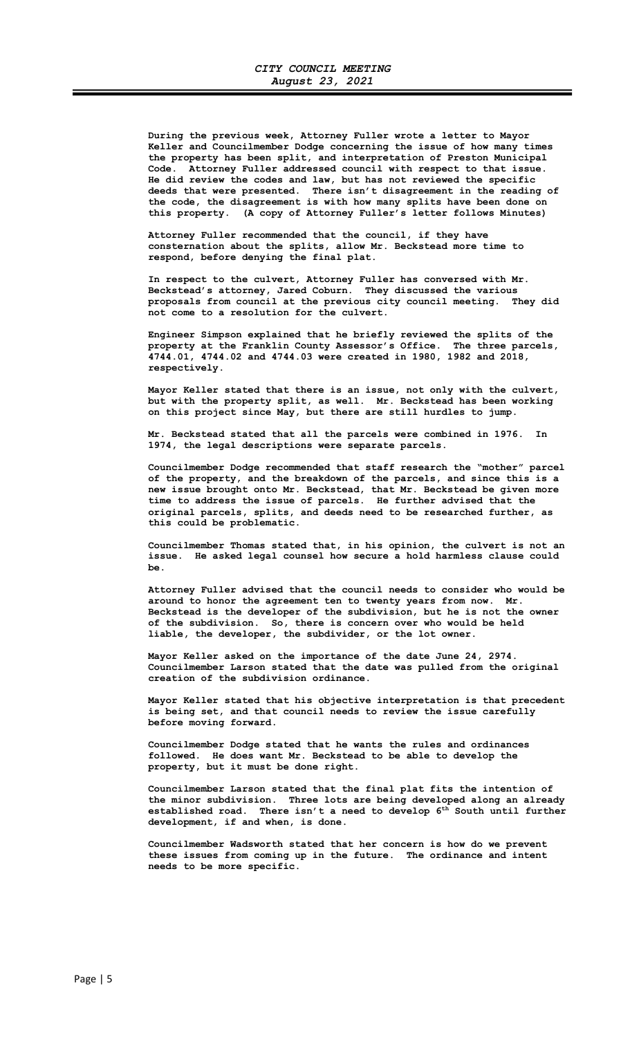During the previous week, Attorney Fuller wrote a letter to Mayor Keller and Councilmember Dodge concerning the issue of how many times the property has been split, and interpretation of Preston Municipal Code. Attorney Fuller addressed council with respect to that issue. He did review the codes and law, but has not reviewed the specific deeds that were presented. There isn't disagreement in the reading of the code, the disagreement is with how many splits have been done on this property. (A copy of Attorney Fuller's letter follows Minutes)

Attorney Fuller recommended that the council, if they have consternation about the splits, allow Mr. Beckstead more time to respond, before denying the final plat.

In respect to the culvert, Attorney Fuller has conversed with Mr. Beckstead's attorney, Jared Coburn. They discussed the various proposals from council at the previous city council meeting. They did not come to a resolution for the culvert.

Engineer Simpson explained that he briefly reviewed the splits of the property at the Franklin County Assessor's Office. The three parcels, 4744.01, 4744.02 and 4744.03 were created in 1980, 1982 and 2018, respectively.

Mayor Keller stated that there is an issue, not only with the culvert, but with the property split, as well. Mr. Beckstead has been working on this project since May, but there are still hurdles to jump.

Mr. Beckstead stated that all the parcels were combined in 1976. In 1974, the legal descriptions were separate parcels.

Councilmember Dodge recommended that staff research the "mother" parcel of the property, and the breakdown of the parcels, and since this is a new issue brought onto Mr. Beckstead, that Mr. Beckstead be given more time to address the issue of parcels. He further advised that the original parcels, splits, and deeds need to be researched further, as this could be problematic.

Councilmember Thomas stated that, in his opinion, the culvert is not an issue. He asked legal counsel how secure a hold harmless clause could be.

Attorney Fuller advised that the council needs to consider who would be around to honor the agreement ten to twenty years from now. Mr. Beckstead is the developer of the subdivision, but he is not the owner of the subdivision. So, there is concern over who would be held liable, the developer, the subdivider, or the lot owner.

Mayor Keller asked on the importance of the date June 24, 2974. Councilmember Larson stated that the date was pulled from the original creation of the subdivision ordinance.

Mayor Keller stated that his objective interpretation is that precedent is being set, and that council needs to review the issue carefully before moving forward.

Councilmember Dodge stated that he wants the rules and ordinances followed. He does want Mr. Beckstead to be able to develop the property, but it must be done right.

Councilmember Larson stated that the final plat fits the intention of the minor subdivision. Three lots are being developed along an already established road. There isn't a need to develop 6th South until further development, if and when, is done.

Councilmember Wadsworth stated that her concern is how do we prevent these issues from coming up in the future. The ordinance and intent needs to be more specific.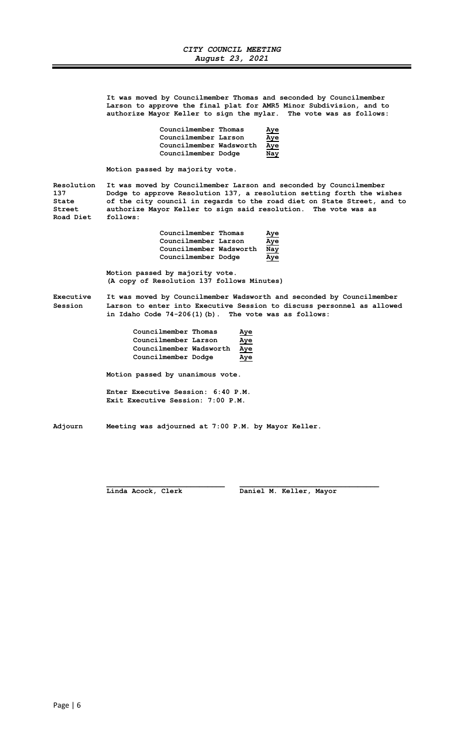It was moved by Councilmember Thomas and seconded by Councilmember Larson to approve the final plat for AMR5 Minor Subdivision, and to authorize Mayor Keller to sign the mylar. The vote was as follows:

| | |
|---|---|
| Councilmember Thomas | Aye |
| Councilmember Larson | Aye |
| Councilmember Wadsworth | Aye |
| Councilmember Dodge | Nay |

Motion passed by majority vote.

**Resolution 137 State Street Road Diet**

It was moved by Councilmember Larson and seconded by Councilmember Dodge to approve Resolution 137, a resolution setting forth the wishes of the city council in regards to the road diet on State Street, and to authorize Mayor Keller to sign said resolution. The vote was as follows:

| | |
|---|---|
| Councilmember Thomas | Aye |
| Councilmember Larson | Aye |
| Councilmember Wadsworth | Nay |
| Councilmember Dodge | Aye |

Motion passed by majority vote.
(A copy of Resolution 137 follows Minutes)

**Executive Session**

It was moved by Councilmember Wadsworth and seconded by Councilmember Larson to enter into Executive Session to discuss personnel as allowed in Idaho Code 74-206(1)(b). The vote was as follows:

| | |
|---|---|
| Councilmember Thomas | Aye |
| Councilmember Larson | Aye |
| Councilmember Wadsworth | Aye |
| Councilmember Dodge | Aye |

Motion passed by unanimous vote.

Enter Executive Session: 6:40 P.M.
Exit Executive Session: 7:00 P.M.

**Adjourn**

Meeting was adjourned at 7:00 P.M. by Mayor Keller.

\_\_\_\_\_\_\_\_\_\_\_\_\_\_\_\_\_\_\_\_\_\_\_\_\_\_
Linda Acock, Clerk

\_\_\_\_\_\_\_\_\_\_\_\_\_\_\_\_\_\_\_\_\_\_\_\_\_\_
Daniel M. Keller, Mayor